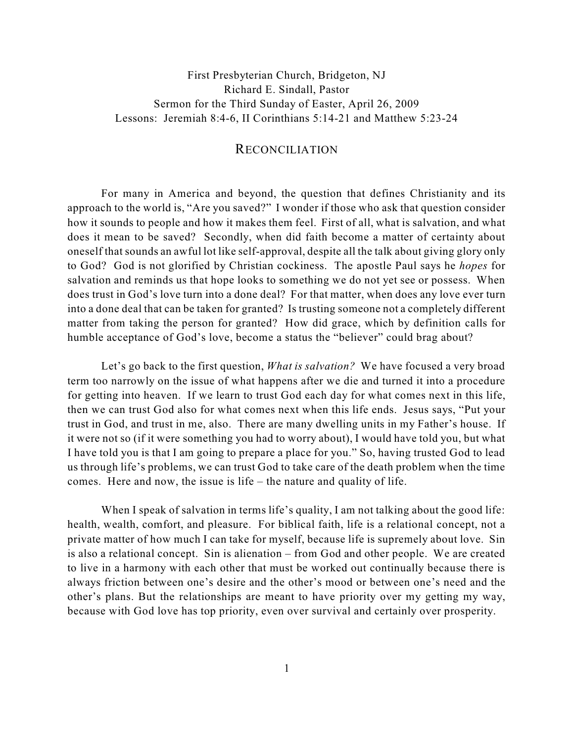First Presbyterian Church, Bridgeton, NJ
Richard E. Sindall, Pastor
Sermon for the Third Sunday of Easter, April 26, 2009
Lessons: Jeremiah 8:4-6, II Corinthians 5:14-21 and Matthew 5:23-24

# RECONCILIATION

For many in America and beyond, the question that defines Christianity and its approach to the world is, "Are you saved?" I wonder if those who ask that question consider how it sounds to people and how it makes them feel. First of all, what is salvation, and what does it mean to be saved? Secondly, when did faith become a matter of certainty about oneself that sounds an awful lot like self-approval, despite all the talk about giving glory only to God? God is not glorified by Christian cockiness. The apostle Paul says he *hopes* for salvation and reminds us that hope looks to something we do not yet see or possess. When does trust in God's love turn into a done deal? For that matter, when does any love ever turn into a done deal that can be taken for granted? Is trusting someone not a completely different matter from taking the person for granted? How did grace, which by definition calls for humble acceptance of God's love, become a status the "believer" could brag about?

Let's go back to the first question, *What is salvation?* We have focused a very broad term too narrowly on the issue of what happens after we die and turned it into a procedure for getting into heaven. If we learn to trust God each day for what comes next in this life, then we can trust God also for what comes next when this life ends. Jesus says, "Put your trust in God, and trust in me, also. There are many dwelling units in my Father's house. If it were not so (if it were something you had to worry about), I would have told you, but what I have told you is that I am going to prepare a place for you." So, having trusted God to lead us through life's problems, we can trust God to take care of the death problem when the time comes. Here and now, the issue is life – the nature and quality of life.

When I speak of salvation in terms life's quality, I am not talking about the good life: health, wealth, comfort, and pleasure. For biblical faith, life is a relational concept, not a private matter of how much I can take for myself, because life is supremely about love. Sin is also a relational concept. Sin is alienation – from God and other people. We are created to live in a harmony with each other that must be worked out continually because there is always friction between one's desire and the other's mood or between one's need and the other's plans. But the relationships are meant to have priority over my getting my way, because with God love has top priority, even over survival and certainly over prosperity.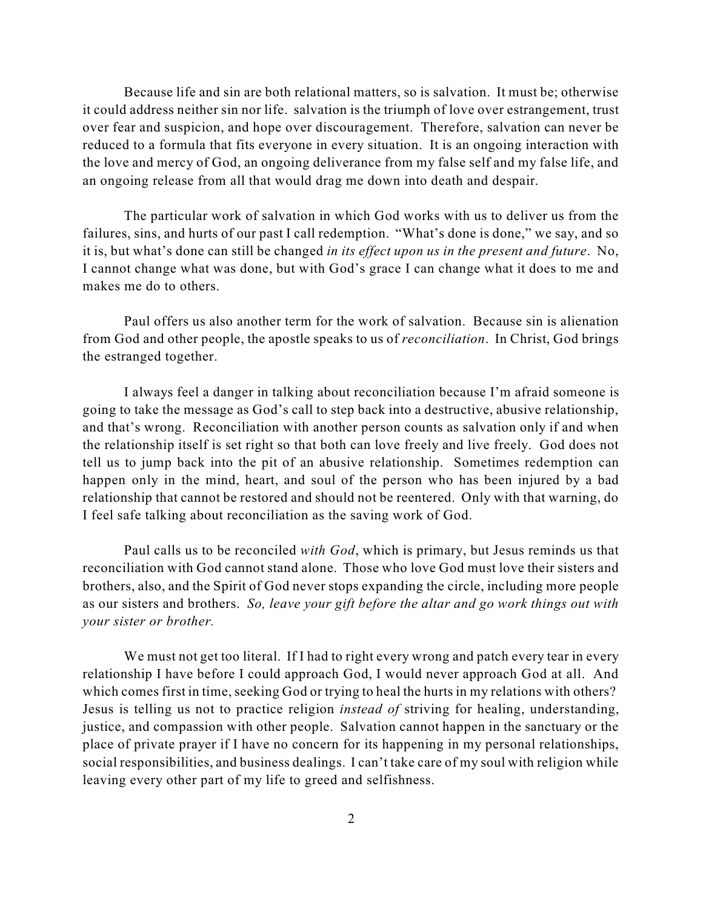Because life and sin are both relational matters, so is salvation. It must be; otherwise it could address neither sin nor life. salvation is the triumph of love over estrangement, trust over fear and suspicion, and hope over discouragement. Therefore, salvation can never be reduced to a formula that fits everyone in every situation. It is an ongoing interaction with the love and mercy of God, an ongoing deliverance from my false self and my false life, and an ongoing release from all that would drag me down into death and despair.

The particular work of salvation in which God works with us to deliver us from the failures, sins, and hurts of our past I call redemption. "What's done is done," we say, and so it is, but what's done can still be changed *in its effect upon us in the present and future*. No, I cannot change what was done, but with God's grace I can change what it does to me and makes me do to others.

Paul offers us also another term for the work of salvation. Because sin is alienation from God and other people, the apostle speaks to us of *reconciliation*. In Christ, God brings the estranged together.

I always feel a danger in talking about reconciliation because I'm afraid someone is going to take the message as God's call to step back into a destructive, abusive relationship, and that's wrong. Reconciliation with another person counts as salvation only if and when the relationship itself is set right so that both can love freely and live freely. God does not tell us to jump back into the pit of an abusive relationship. Sometimes redemption can happen only in the mind, heart, and soul of the person who has been injured by a bad relationship that cannot be restored and should not be reentered. Only with that warning, do I feel safe talking about reconciliation as the saving work of God.

Paul calls us to be reconciled *with God*, which is primary, but Jesus reminds us that reconciliation with God cannot stand alone. Those who love God must love their sisters and brothers, also, and the Spirit of God never stops expanding the circle, including more people as our sisters and brothers. *So, leave your gift before the altar and go work things out with your sister or brother.*

We must not get too literal. If I had to right every wrong and patch every tear in every relationship I have before I could approach God, I would never approach God at all. And which comes first in time, seeking God or trying to heal the hurts in my relations with others? Jesus is telling us not to practice religion *instead of* striving for healing, understanding, justice, and compassion with other people. Salvation cannot happen in the sanctuary or the place of private prayer if I have no concern for its happening in my personal relationships, social responsibilities, and business dealings. I can't take care of my soul with religion while leaving every other part of my life to greed and selfishness.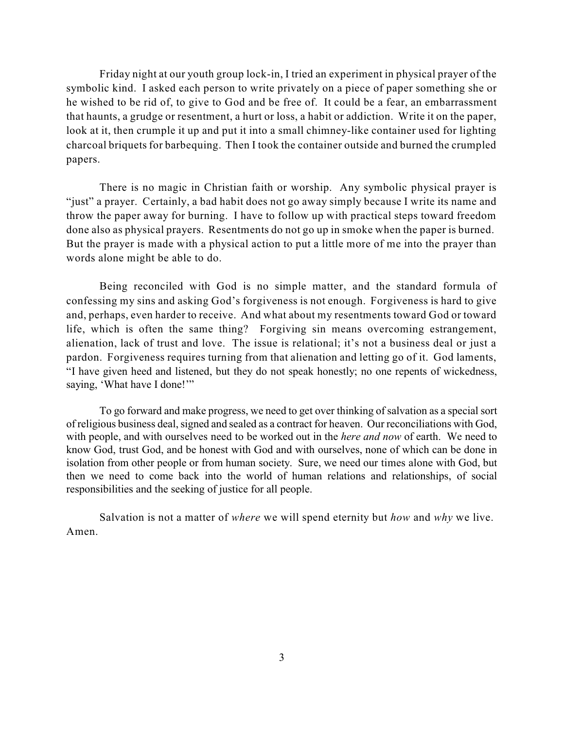Friday night at our youth group lock-in, I tried an experiment in physical prayer of the symbolic kind. I asked each person to write privately on a piece of paper something she or he wished to be rid of, to give to God and be free of. It could be a fear, an embarrassment that haunts, a grudge or resentment, a hurt or loss, a habit or addiction. Write it on the paper, look at it, then crumple it up and put it into a small chimney-like container used for lighting charcoal briquets for barbequing. Then I took the container outside and burned the crumpled papers.

There is no magic in Christian faith or worship. Any symbolic physical prayer is "just" a prayer. Certainly, a bad habit does not go away simply because I write its name and throw the paper away for burning. I have to follow up with practical steps toward freedom done also as physical prayers. Resentments do not go up in smoke when the paper is burned. But the prayer is made with a physical action to put a little more of me into the prayer than words alone might be able to do.

Being reconciled with God is no simple matter, and the standard formula of confessing my sins and asking God's forgiveness is not enough. Forgiveness is hard to give and, perhaps, even harder to receive. And what about my resentments toward God or toward life, which is often the same thing? Forgiving sin means overcoming estrangement, alienation, lack of trust and love. The issue is relational; it's not a business deal or just a pardon. Forgiveness requires turning from that alienation and letting go of it. God laments, "I have given heed and listened, but they do not speak honestly; no one repents of wickedness, saying, 'What have I done!'"

To go forward and make progress, we need to get over thinking of salvation as a special sort of religious business deal, signed and sealed as a contract for heaven. Our reconciliations with God, with people, and with ourselves need to be worked out in the *here and now* of earth. We need to know God, trust God, and be honest with God and with ourselves, none of which can be done in isolation from other people or from human society. Sure, we need our times alone with God, but then we need to come back into the world of human relations and relationships, of social responsibilities and the seeking of justice for all people.

Salvation is not a matter of *where* we will spend eternity but *how* and *why* we live. Amen.